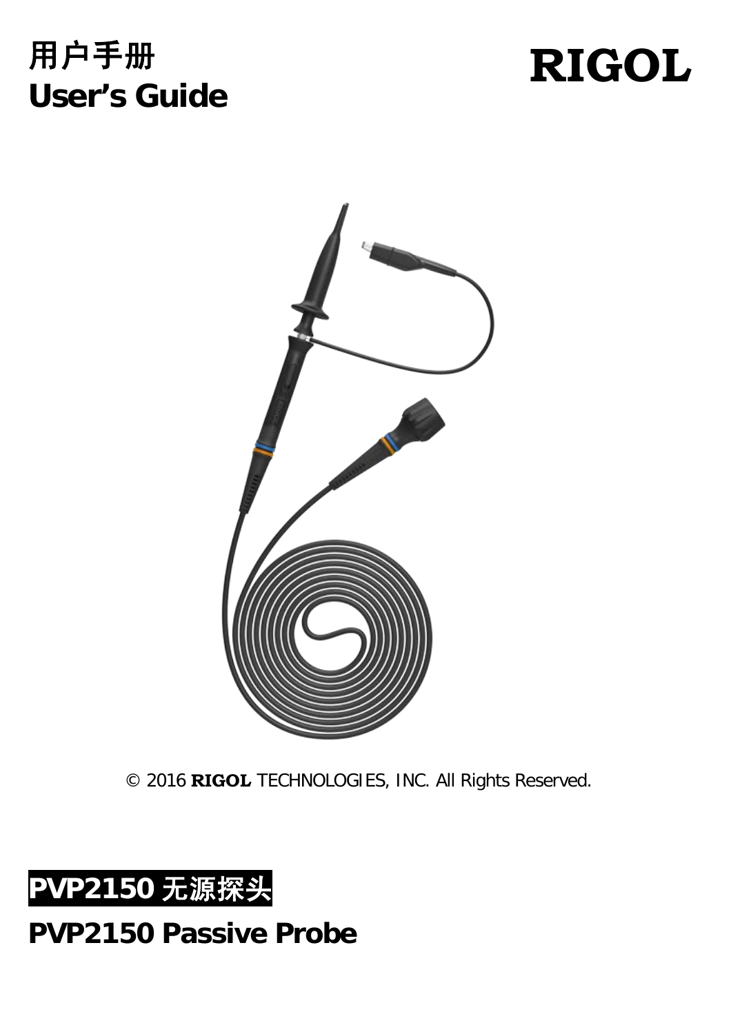# 用户手册
# User's Guide

RIGOL

© 2016 RIGOL TECHNOLOGIES, INC. All Rights Reserved.

# PVP2150 无源探头

# PVP2150 Passive Probe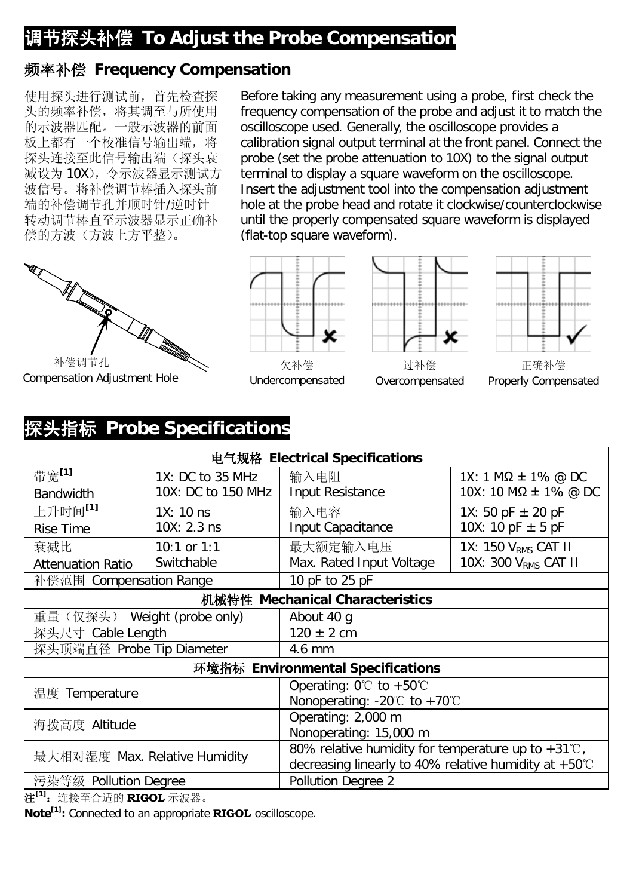# 调节探头补偿 To Adjust the Probe Compensation

## 频率补偿 Frequency Compensation

使用探头进行测试前，首先检查探头的频率补偿，将其调至与所使用的示波器匹配。一般示波器的前面板上都有一个校准信号输出端，将探头连接至此信号输出端（探头衰减设为 10X），令示波器显示测试方波信号。将补偿调节棒插入探头前端的补偿调节孔并顺时针/逆时针转动调节棒直至示波器显示正确补偿的方波（方波上方平整）。

Before taking any measurement using a probe, first check the frequency compensation of the probe and adjust it to match the oscilloscope used. Generally, the oscilloscope provides a calibration signal output terminal at the front panel. Connect the probe (set the probe attenuation to 10X) to the signal output terminal to display a square waveform on the oscilloscope. Insert the adjustment tool into the compensation adjustment hole at the probe head and rotate it clockwise/counterclockwise until the properly compensated square waveform is displayed (flat-top square waveform).

补偿调节孔
Compensation Adjustment Hole

欠补偿
Undercompensated

过补偿
Overcompensated

正确补偿
Properly Compensated

# 探头指标 Probe Specifications

| 电气规格 Electrical Specifications | | | |
|---|---|---|---|
| 带宽[1] Bandwidth | 1X: DC to 35 MHz<br>10X: DC to 150 MHz | 输入电阻 Input Resistance | 1X: 1 MΩ ± 1% @ DC<br>10X: 10 MΩ ± 1% @ DC |
| 上升时间[1] Rise Time | 1X: 10 ns<br>10X: 2.3 ns | 输入电容 Input Capacitance | 1X: 50 pF ± 20 pF<br>10X: 10 pF ± 5 pF |
| 衰减比 Attenuation Ratio | 10:1 or 1:1 Switchable | 最大额定输入电压 Max. Rated Input Voltage | 1X: 150 $V_{RMS}$ CAT II<br>10X: 300 $V_{RMS}$ CAT II |
| 补偿范围 Compensation Range | | 10 pF to 25 pF | |
| **机械特性 Mechanical Characteristics** | | | |
| 重量（仅探头） Weight (probe only) | | About 40 g | |
| 探头尺寸 Cable Length | | 120 ± 2 cm | |
| 探头顶端直径 Probe Tip Diameter | | 4.6 mm | |
| **环境指标 Environmental Specifications** | | | |
| 温度 Temperature | | Operating: 0℃ to +50℃<br>Nonoperating: -20℃ to +70℃ | |
| 海拨高度 Altitude | | Operating: 2,000 m<br>Nonoperating: 15,000 m | |
| 最大相对湿度 Max. Relative Humidity | | 80% relative humidity for temperature up to +31℃, decreasing linearly to 40% relative humidity at +50℃ | |
| 污染等级 Pollution Degree | | Pollution Degree 2 | |

注[1]：连接至合适的 **RIGOL** 示波器。

**Note[1]:** Connected to an appropriate **RIGOL** oscilloscope.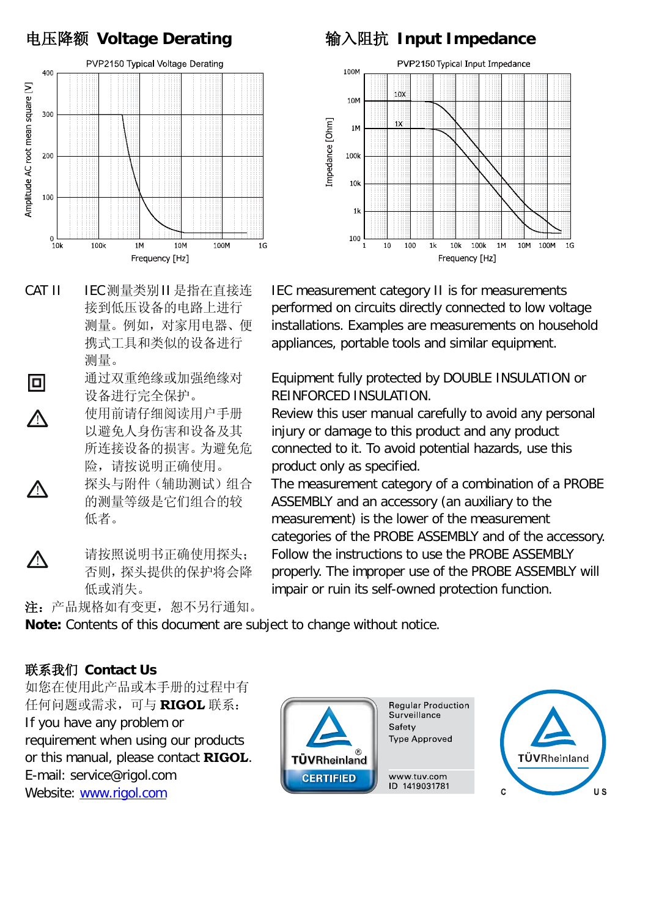## 电压降额 Voltage Derating

## 输入阻抗 Input Impedance

PVP2150 Typical Voltage Derating

PVP2150 Typical Input Impedance

| | 中文 | English |
|---|---|---|
| CAT II | IEC测量类别II是指在直接连接到低压设备的电路上进行测量。例如，对家用电器、便携式工具和类似的设备进行测量。 | IEC measurement category II is for measurements performed on circuits directly connected to low voltage installations. Examples are measurements on household appliances, portable tools and similar equipment. |
| 回 | 通过双重绝缘或加强绝缘对设备进行完全保护。 | Equipment fully protected by DOUBLE INSULATION or REINFORCED INSULATION. |
| ⚠ | 使用前请仔细阅读用户手册以避免人身伤害和设备及其所连接设备的损害。为避免危险，请按说明正确使用。 | Review this user manual carefully to avoid any personal injury or damage to this product and any product connected to it. To avoid potential hazards, use this product only as specified. |
| ⚠ | 探头与附件（辅助测试）组合的测量等级是它们组合的较低者。 | The measurement category of a combination of a PROBE ASSEMBLY and an accessory (an auxiliary to the measurement) is the lower of the measurement categories of the PROBE ASSEMBLY and of the accessory. |
| ⚠ | 请按照说明书正确使用探头；否则，探头提供的保护将会降低或消失。 | Follow the instructions to use the PROBE ASSEMBLY properly. The improper use of the PROBE ASSEMBLY will impair or ruin its self-owned protection function. |

注：产品规格如有变更，恕不另行通知。

**Note:** Contents of this document are subject to change without notice.

## 联系我们 Contact Us

如您在使用此产品或本手册的过程中有任何问题或需求，可与 **RIGOL** 联系：

If you have any problem or requirement when using our products or this manual, please contact **RIGOL**.

E-mail: service@rigol.com

Website: www.rigol.com

TÜVRheinland CERTIFIED

Regular Production Surveillance
Safety
Type Approved

www.tuv.com
ID 1419031781

TÜVRheinland C US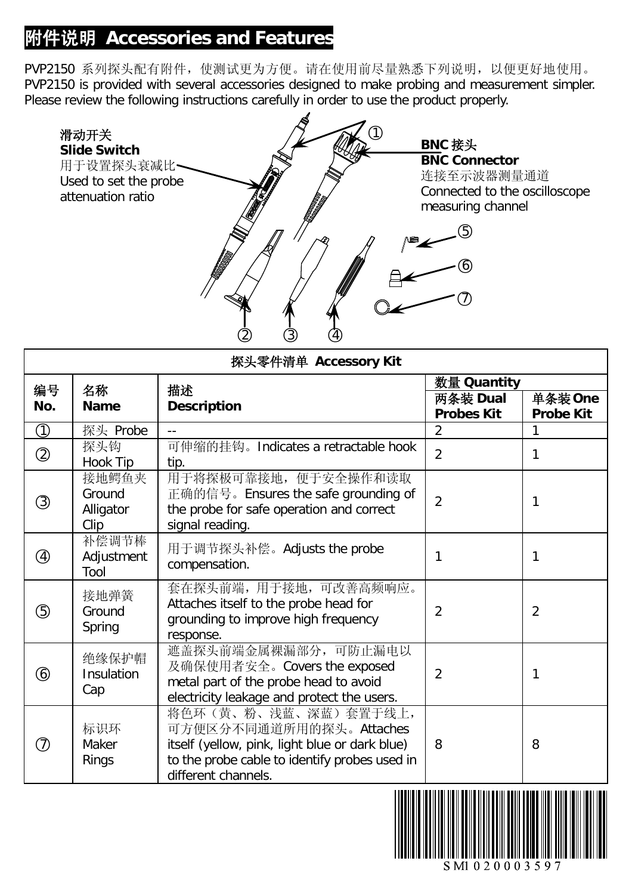# 附件说明 Accessories and Features

PVP2150 系列探头配有附件，使测试更为方便。请在使用前尽量熟悉下列说明，以便更好地使用。
PVP2150 is provided with several accessories designed to make probing and measurement simpler. Please review the following instructions carefully in order to use the product properly.

滑动开关
**Slide Switch**
用于设置探头衰减比
Used to set the probe attenuation ratio

**BNC 接头**
**BNC Connector**
连接至示波器测量通道
Connected to the oscilloscope measuring channel

①
②
③
④
⑤
⑥
⑦

| 探头零件清单 Accessory Kit | | | | |
|---|---|---|---|---|
| **编号 No.** | **名称 Name** | **描述 Description** | **数量 Quantity** | |
| | | | **两条装 Dual Probes Kit** | **单条装 One Probe Kit** |
| ① | 探头 Probe | -- | 2 | 1 |
| ② | 探头钩 Hook Tip | 可伸缩的挂钩。Indicates a retractable hook tip. | 2 | 1 |
| ③ | 接地鳄鱼夹 Ground Alligator Clip | 用于将探极可靠接地，便于安全操作和读取正确的信号。Ensures the safe grounding of the probe for safe operation and correct signal reading. | 2 | 1 |
| ④ | 补偿调节棒 Adjustment Tool | 用于调节探头补偿。Adjusts the probe compensation. | 1 | 1 |
| ⑤ | 接地弹簧 Ground Spring | 套在探头前端，用于接地，可改善高频响应。Attaches itself to the probe head for grounding to improve high frequency response. | 2 | 2 |
| ⑥ | 绝缘保护帽 Insulation Cap | 遮盖探头前端金属裸漏部分，可防止漏电以及确保使用者安全。Covers the exposed metal part of the probe head to avoid electricity leakage and protect the users. | 2 | 1 |
| ⑦ | 标识环 Maker Rings | 将色环（黄、粉、浅蓝、深蓝）套置于线上，可方便区分不同通道所用的探头。Attaches itself (yellow, pink, light blue or dark blue) to the probe cable to identify probes used in different channels. | 8 | 8 |

SMI020003597